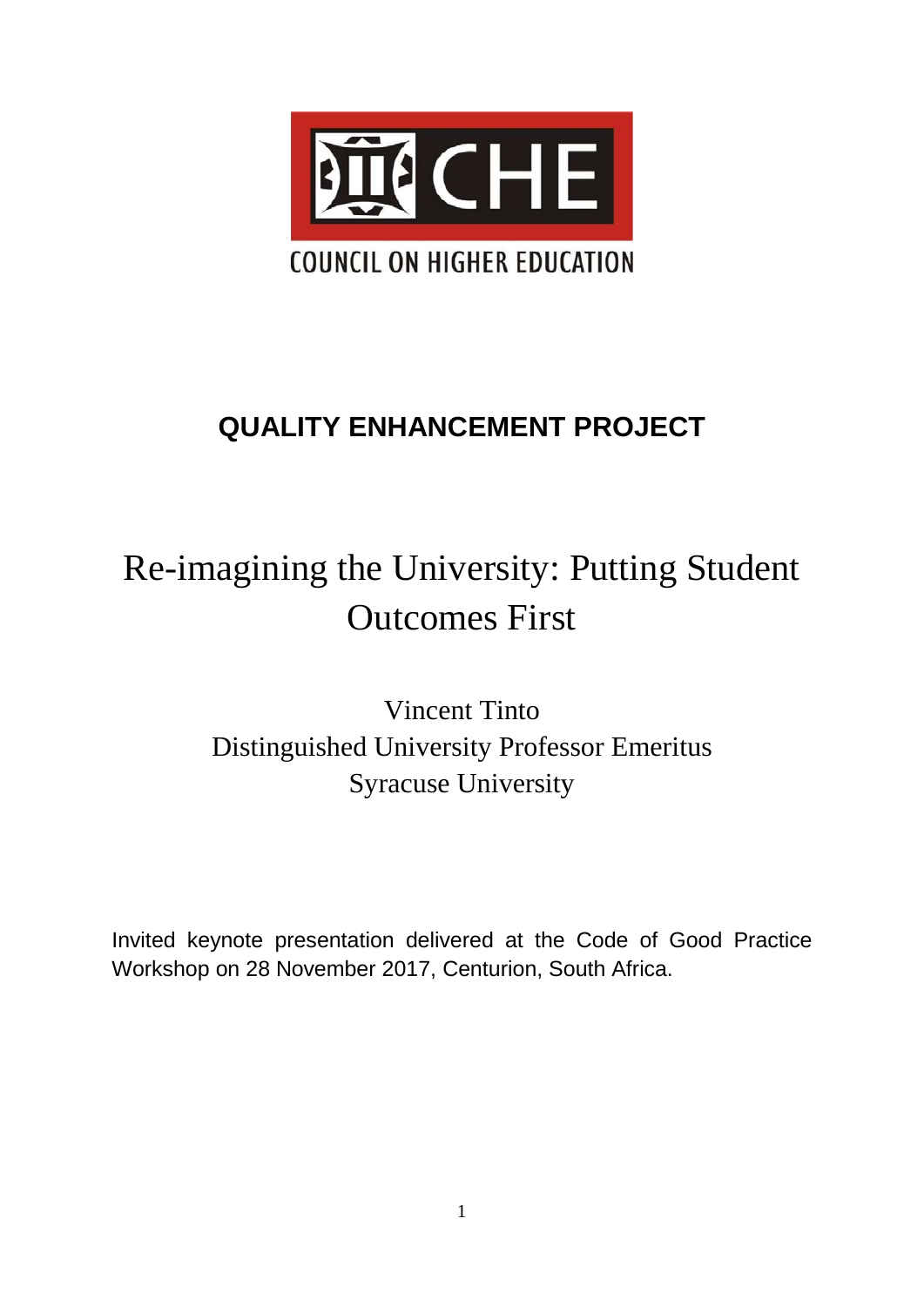COUNCIL ON HIGHER EDUCATION

## QUALITY ENHANCEMENT PROJECT

# Re-imagining the University: Putting Student Outcomes First

Vincent Tinto
Distinguished University Professor Emeritus
Syracuse University

Invited keynote presentation delivered at the Code of Good Practice Workshop on 28 November 2017, Centurion, South Africa.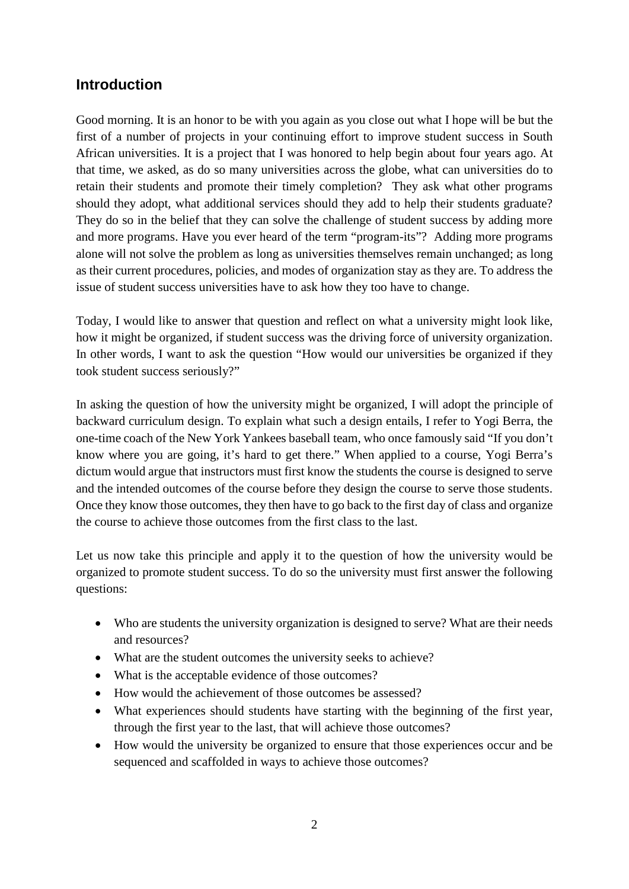## Introduction

Good morning. It is an honor to be with you again as you close out what I hope will be but the first of a number of projects in your continuing effort to improve student success in South African universities. It is a project that I was honored to help begin about four years ago. At that time, we asked, as do so many universities across the globe, what can universities do to retain their students and promote their timely completion? They ask what other programs should they adopt, what additional services should they add to help their students graduate? They do so in the belief that they can solve the challenge of student success by adding more and more programs. Have you ever heard of the term "program-its"? Adding more programs alone will not solve the problem as long as universities themselves remain unchanged; as long as their current procedures, policies, and modes of organization stay as they are. To address the issue of student success universities have to ask how they too have to change.

Today, I would like to answer that question and reflect on what a university might look like, how it might be organized, if student success was the driving force of university organization. In other words, I want to ask the question "How would our universities be organized if they took student success seriously?"

In asking the question of how the university might be organized, I will adopt the principle of backward curriculum design. To explain what such a design entails, I refer to Yogi Berra, the one-time coach of the New York Yankees baseball team, who once famously said "If you don't know where you are going, it's hard to get there." When applied to a course, Yogi Berra's dictum would argue that instructors must first know the students the course is designed to serve and the intended outcomes of the course before they design the course to serve those students. Once they know those outcomes, they then have to go back to the first day of class and organize the course to achieve those outcomes from the first class to the last.

Let us now take this principle and apply it to the question of how the university would be organized to promote student success. To do so the university must first answer the following questions:

- Who are students the university organization is designed to serve? What are their needs and resources?
- What are the student outcomes the university seeks to achieve?
- What is the acceptable evidence of those outcomes?
- How would the achievement of those outcomes be assessed?
- What experiences should students have starting with the beginning of the first year, through the first year to the last, that will achieve those outcomes?
- How would the university be organized to ensure that those experiences occur and be sequenced and scaffolded in ways to achieve those outcomes?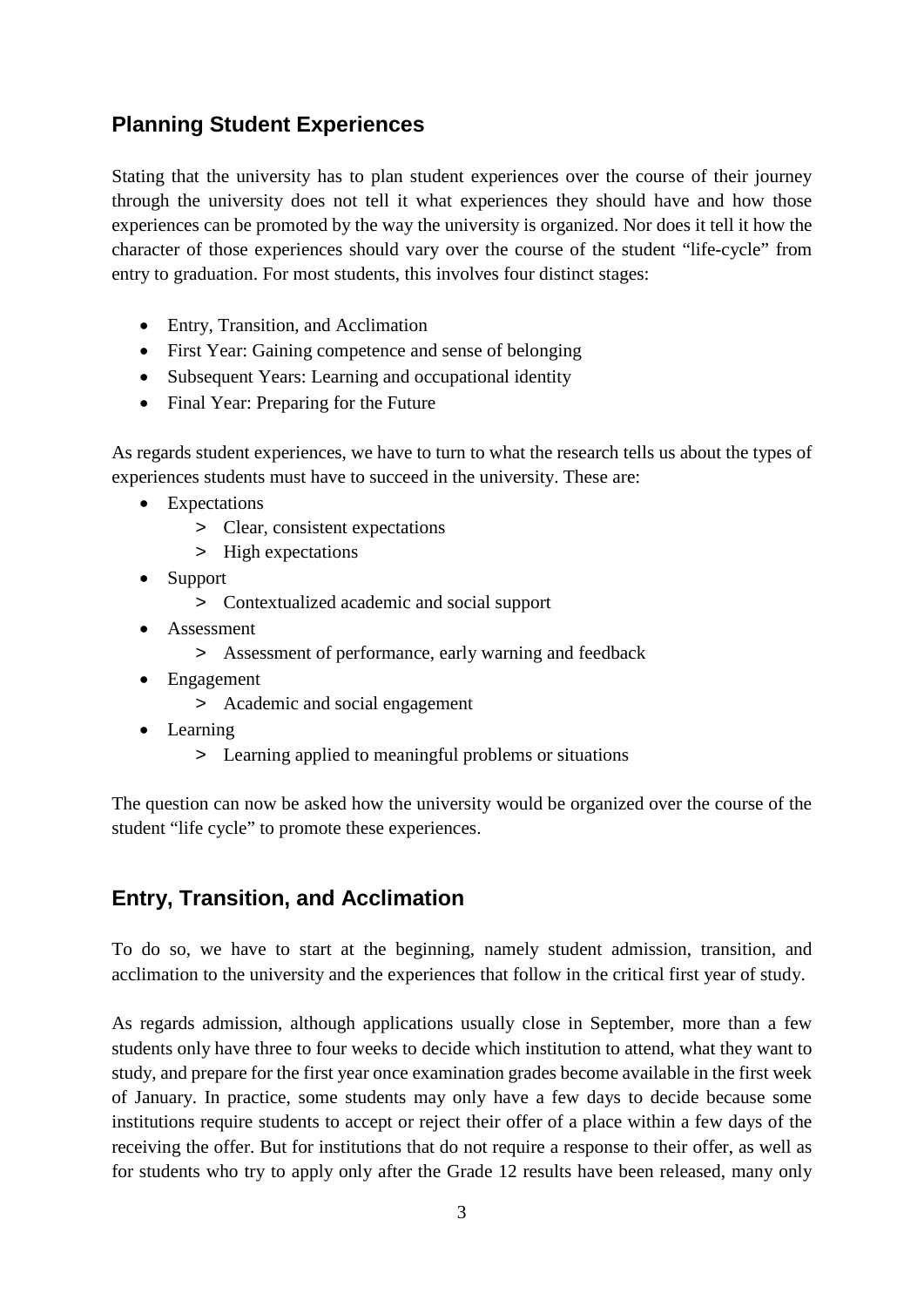## Planning Student Experiences

Stating that the university has to plan student experiences over the course of their journey through the university does not tell it what experiences they should have and how those experiences can be promoted by the way the university is organized. Nor does it tell it how the character of those experiences should vary over the course of the student "life-cycle" from entry to graduation. For most students, this involves four distinct stages:

- Entry, Transition, and Acclimation
- First Year: Gaining competence and sense of belonging
- Subsequent Years: Learning and occupational identity
- Final Year: Preparing for the Future

As regards student experiences, we have to turn to what the research tells us about the types of experiences students must have to succeed in the university. These are:

- Expectations
  - > Clear, consistent expectations
  - > High expectations
- Support
  - > Contextualized academic and social support
- Assessment
  - > Assessment of performance, early warning and feedback
- Engagement
  - > Academic and social engagement
- Learning
  - > Learning applied to meaningful problems or situations

The question can now be asked how the university would be organized over the course of the student "life cycle" to promote these experiences.

## Entry, Transition, and Acclimation

To do so, we have to start at the beginning, namely student admission, transition, and acclimation to the university and the experiences that follow in the critical first year of study.

As regards admission, although applications usually close in September, more than a few students only have three to four weeks to decide which institution to attend, what they want to study, and prepare for the first year once examination grades become available in the first week of January. In practice, some students may only have a few days to decide because some institutions require students to accept or reject their offer of a place within a few days of the receiving the offer. But for institutions that do not require a response to their offer, as well as for students who try to apply only after the Grade 12 results have been released, many only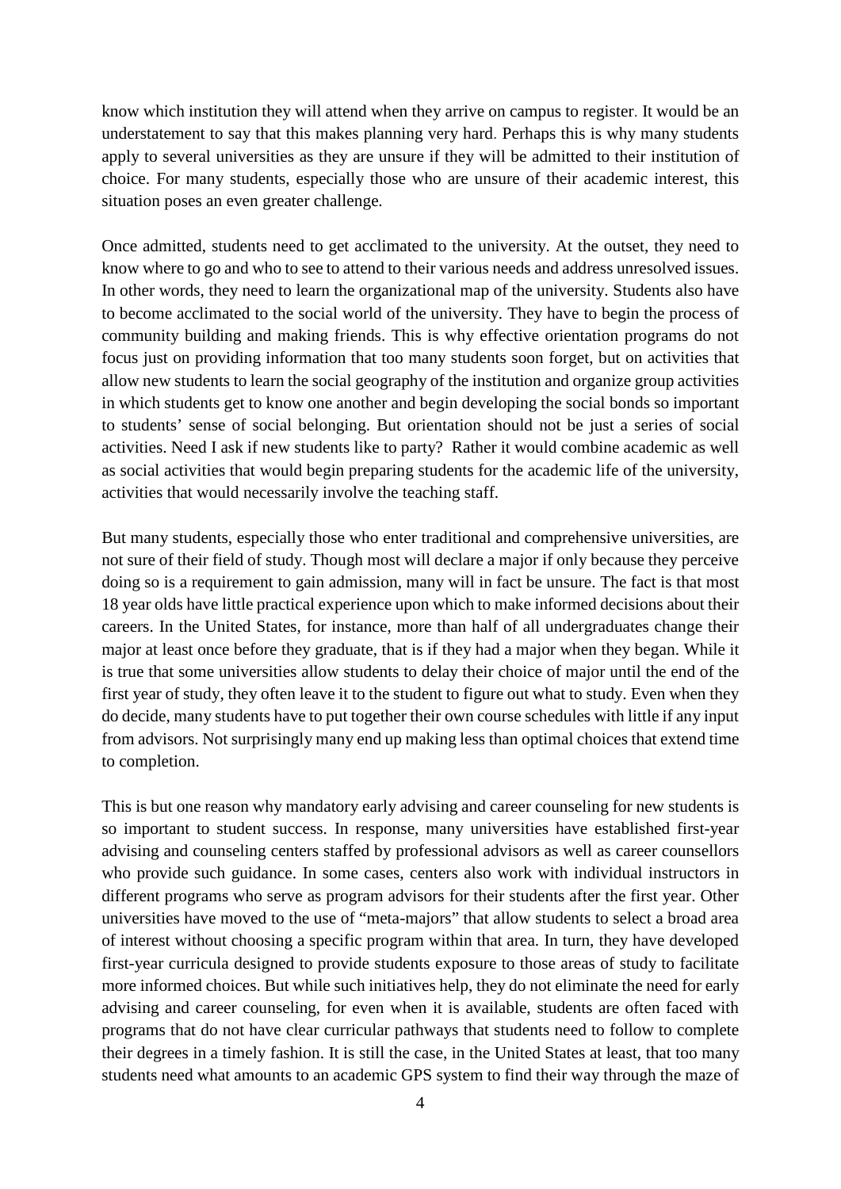know which institution they will attend when they arrive on campus to register. It would be an understatement to say that this makes planning very hard. Perhaps this is why many students apply to several universities as they are unsure if they will be admitted to their institution of choice. For many students, especially those who are unsure of their academic interest, this situation poses an even greater challenge.

Once admitted, students need to get acclimated to the university. At the outset, they need to know where to go and who to see to attend to their various needs and address unresolved issues. In other words, they need to learn the organizational map of the university. Students also have to become acclimated to the social world of the university. They have to begin the process of community building and making friends. This is why effective orientation programs do not focus just on providing information that too many students soon forget, but on activities that allow new students to learn the social geography of the institution and organize group activities in which students get to know one another and begin developing the social bonds so important to students' sense of social belonging. But orientation should not be just a series of social activities. Need I ask if new students like to party? Rather it would combine academic as well as social activities that would begin preparing students for the academic life of the university, activities that would necessarily involve the teaching staff.

But many students, especially those who enter traditional and comprehensive universities, are not sure of their field of study. Though most will declare a major if only because they perceive doing so is a requirement to gain admission, many will in fact be unsure. The fact is that most 18 year olds have little practical experience upon which to make informed decisions about their careers. In the United States, for instance, more than half of all undergraduates change their major at least once before they graduate, that is if they had a major when they began. While it is true that some universities allow students to delay their choice of major until the end of the first year of study, they often leave it to the student to figure out what to study. Even when they do decide, many students have to put together their own course schedules with little if any input from advisors. Not surprisingly many end up making less than optimal choices that extend time to completion.

This is but one reason why mandatory early advising and career counseling for new students is so important to student success. In response, many universities have established first-year advising and counseling centers staffed by professional advisors as well as career counsellors who provide such guidance. In some cases, centers also work with individual instructors in different programs who serve as program advisors for their students after the first year. Other universities have moved to the use of "meta-majors" that allow students to select a broad area of interest without choosing a specific program within that area. In turn, they have developed first-year curricula designed to provide students exposure to those areas of study to facilitate more informed choices. But while such initiatives help, they do not eliminate the need for early advising and career counseling, for even when it is available, students are often faced with programs that do not have clear curricular pathways that students need to follow to complete their degrees in a timely fashion. It is still the case, in the United States at least, that too many students need what amounts to an academic GPS system to find their way through the maze of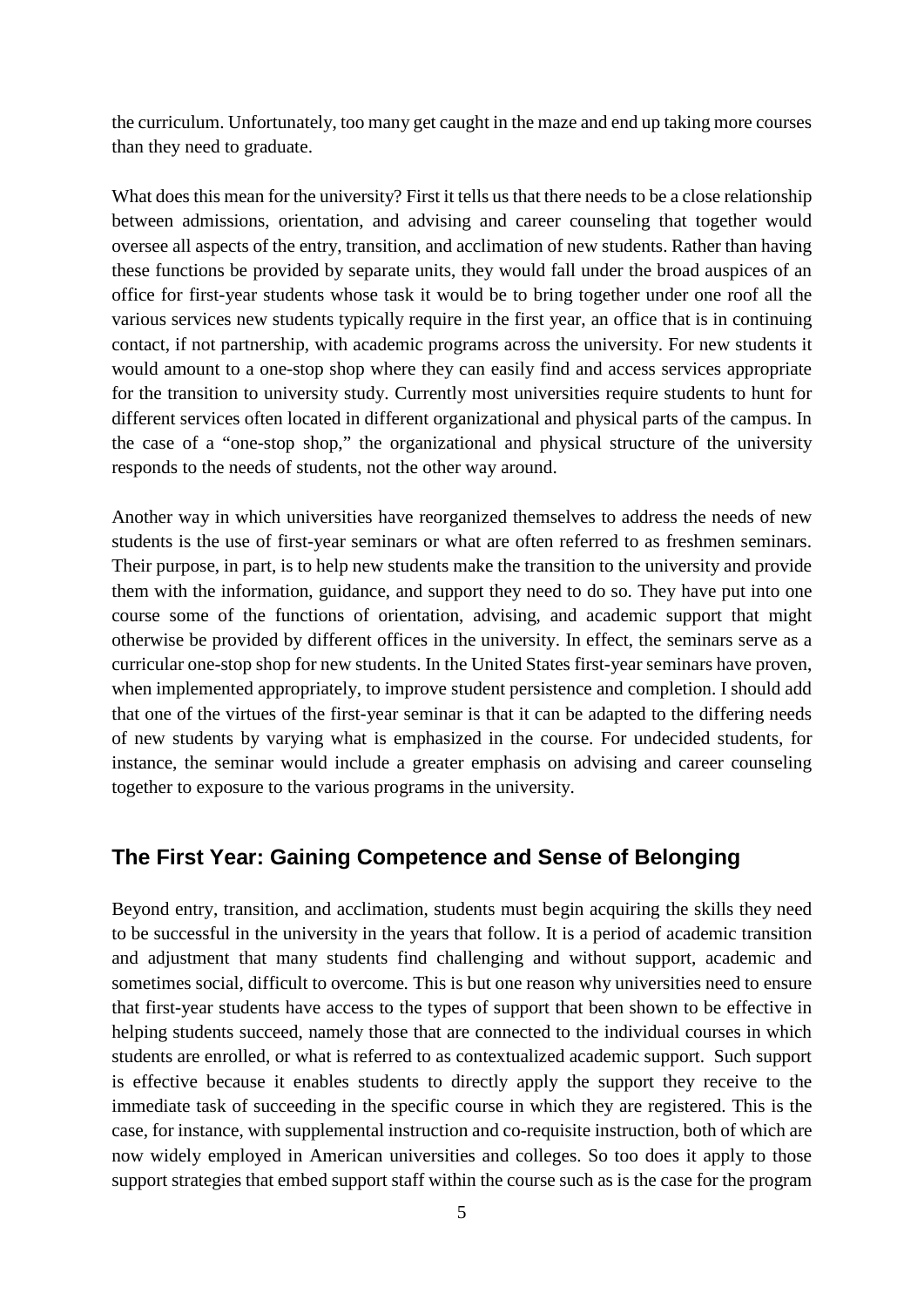the curriculum. Unfortunately, too many get caught in the maze and end up taking more courses than they need to graduate.

What does this mean for the university? First it tells us that there needs to be a close relationship between admissions, orientation, and advising and career counseling that together would oversee all aspects of the entry, transition, and acclimation of new students. Rather than having these functions be provided by separate units, they would fall under the broad auspices of an office for first-year students whose task it would be to bring together under one roof all the various services new students typically require in the first year, an office that is in continuing contact, if not partnership, with academic programs across the university. For new students it would amount to a one-stop shop where they can easily find and access services appropriate for the transition to university study. Currently most universities require students to hunt for different services often located in different organizational and physical parts of the campus. In the case of a "one-stop shop," the organizational and physical structure of the university responds to the needs of students, not the other way around.

Another way in which universities have reorganized themselves to address the needs of new students is the use of first-year seminars or what are often referred to as freshmen seminars. Their purpose, in part, is to help new students make the transition to the university and provide them with the information, guidance, and support they need to do so. They have put into one course some of the functions of orientation, advising, and academic support that might otherwise be provided by different offices in the university. In effect, the seminars serve as a curricular one-stop shop for new students. In the United States first-year seminars have proven, when implemented appropriately, to improve student persistence and completion. I should add that one of the virtues of the first-year seminar is that it can be adapted to the differing needs of new students by varying what is emphasized in the course. For undecided students, for instance, the seminar would include a greater emphasis on advising and career counseling together to exposure to the various programs in the university.

## The First Year: Gaining Competence and Sense of Belonging

Beyond entry, transition, and acclimation, students must begin acquiring the skills they need to be successful in the university in the years that follow. It is a period of academic transition and adjustment that many students find challenging and without support, academic and sometimes social, difficult to overcome. This is but one reason why universities need to ensure that first-year students have access to the types of support that been shown to be effective in helping students succeed, namely those that are connected to the individual courses in which students are enrolled, or what is referred to as contextualized academic support. Such support is effective because it enables students to directly apply the support they receive to the immediate task of succeeding in the specific course in which they are registered. This is the case, for instance, with supplemental instruction and co-requisite instruction, both of which are now widely employed in American universities and colleges. So too does it apply to those support strategies that embed support staff within the course such as is the case for the program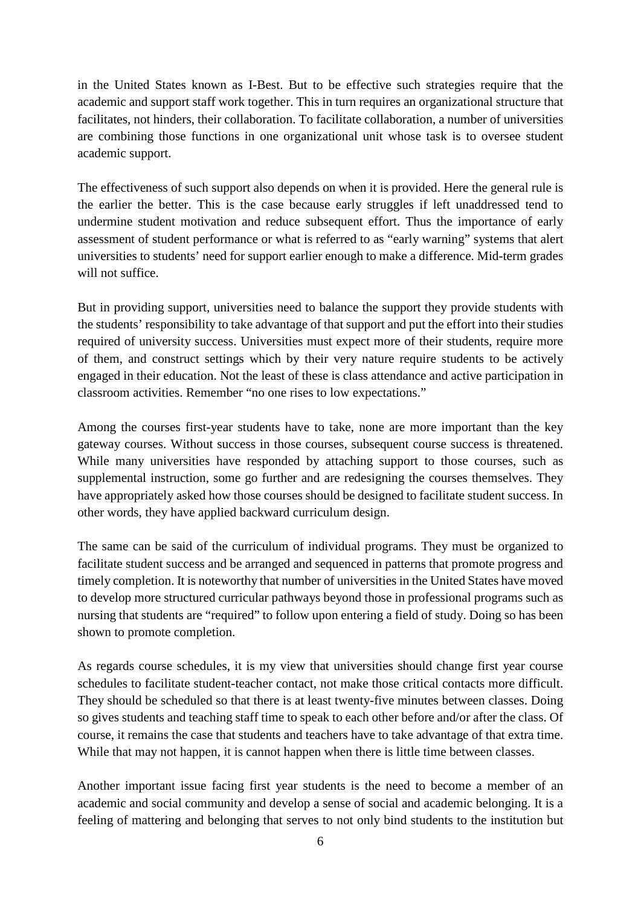in the United States known as I-Best. But to be effective such strategies require that the academic and support staff work together. This in turn requires an organizational structure that facilitates, not hinders, their collaboration. To facilitate collaboration, a number of universities are combining those functions in one organizational unit whose task is to oversee student academic support.

The effectiveness of such support also depends on when it is provided. Here the general rule is the earlier the better. This is the case because early struggles if left unaddressed tend to undermine student motivation and reduce subsequent effort. Thus the importance of early assessment of student performance or what is referred to as "early warning" systems that alert universities to students' need for support earlier enough to make a difference. Mid-term grades will not suffice.

But in providing support, universities need to balance the support they provide students with the students' responsibility to take advantage of that support and put the effort into their studies required of university success. Universities must expect more of their students, require more of them, and construct settings which by their very nature require students to be actively engaged in their education. Not the least of these is class attendance and active participation in classroom activities. Remember "no one rises to low expectations."

Among the courses first-year students have to take, none are more important than the key gateway courses. Without success in those courses, subsequent course success is threatened. While many universities have responded by attaching support to those courses, such as supplemental instruction, some go further and are redesigning the courses themselves. They have appropriately asked how those courses should be designed to facilitate student success. In other words, they have applied backward curriculum design.

The same can be said of the curriculum of individual programs. They must be organized to facilitate student success and be arranged and sequenced in patterns that promote progress and timely completion. It is noteworthy that number of universities in the United States have moved to develop more structured curricular pathways beyond those in professional programs such as nursing that students are "required" to follow upon entering a field of study. Doing so has been shown to promote completion.

As regards course schedules, it is my view that universities should change first year course schedules to facilitate student-teacher contact, not make those critical contacts more difficult. They should be scheduled so that there is at least twenty-five minutes between classes. Doing so gives students and teaching staff time to speak to each other before and/or after the class. Of course, it remains the case that students and teachers have to take advantage of that extra time. While that may not happen, it is cannot happen when there is little time between classes.

Another important issue facing first year students is the need to become a member of an academic and social community and develop a sense of social and academic belonging. It is a feeling of mattering and belonging that serves to not only bind students to the institution but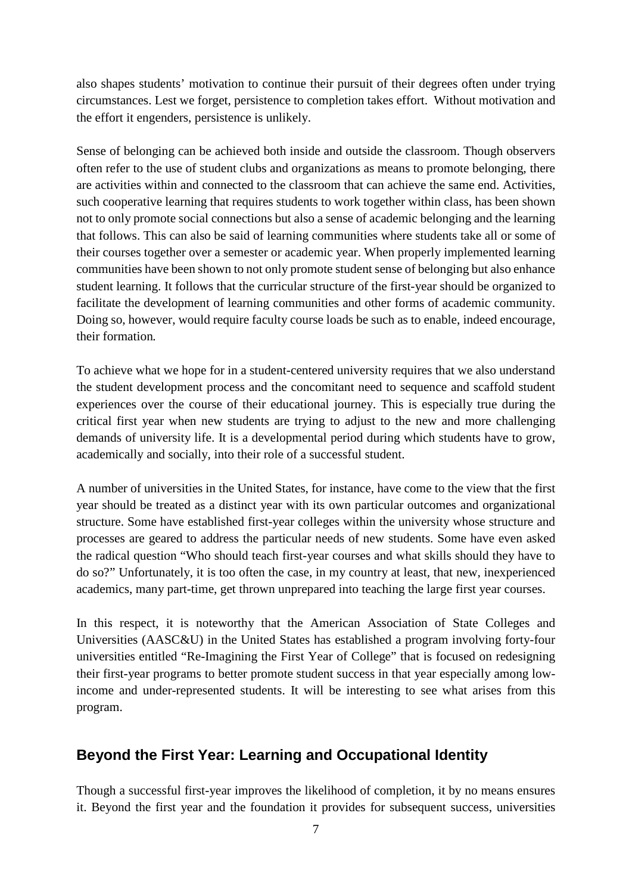also shapes students' motivation to continue their pursuit of their degrees often under trying circumstances. Lest we forget, persistence to completion takes effort. Without motivation and the effort it engenders, persistence is unlikely.

Sense of belonging can be achieved both inside and outside the classroom. Though observers often refer to the use of student clubs and organizations as means to promote belonging, there are activities within and connected to the classroom that can achieve the same end. Activities, such cooperative learning that requires students to work together within class, has been shown not to only promote social connections but also a sense of academic belonging and the learning that follows. This can also be said of learning communities where students take all or some of their courses together over a semester or academic year. When properly implemented learning communities have been shown to not only promote student sense of belonging but also enhance student learning. It follows that the curricular structure of the first-year should be organized to facilitate the development of learning communities and other forms of academic community. Doing so, however, would require faculty course loads be such as to enable, indeed encourage, their formation.

To achieve what we hope for in a student-centered university requires that we also understand the student development process and the concomitant need to sequence and scaffold student experiences over the course of their educational journey. This is especially true during the critical first year when new students are trying to adjust to the new and more challenging demands of university life. It is a developmental period during which students have to grow, academically and socially, into their role of a successful student.

A number of universities in the United States, for instance, have come to the view that the first year should be treated as a distinct year with its own particular outcomes and organizational structure. Some have established first-year colleges within the university whose structure and processes are geared to address the particular needs of new students. Some have even asked the radical question "Who should teach first-year courses and what skills should they have to do so?" Unfortunately, it is too often the case, in my country at least, that new, inexperienced academics, many part-time, get thrown unprepared into teaching the large first year courses.

In this respect, it is noteworthy that the American Association of State Colleges and Universities (AASC&U) in the United States has established a program involving forty-four universities entitled "Re-Imagining the First Year of College" that is focused on redesigning their first-year programs to better promote student success in that year especially among low-income and under-represented students. It will be interesting to see what arises from this program.

## Beyond the First Year: Learning and Occupational Identity

Though a successful first-year improves the likelihood of completion, it by no means ensures it. Beyond the first year and the foundation it provides for subsequent success, universities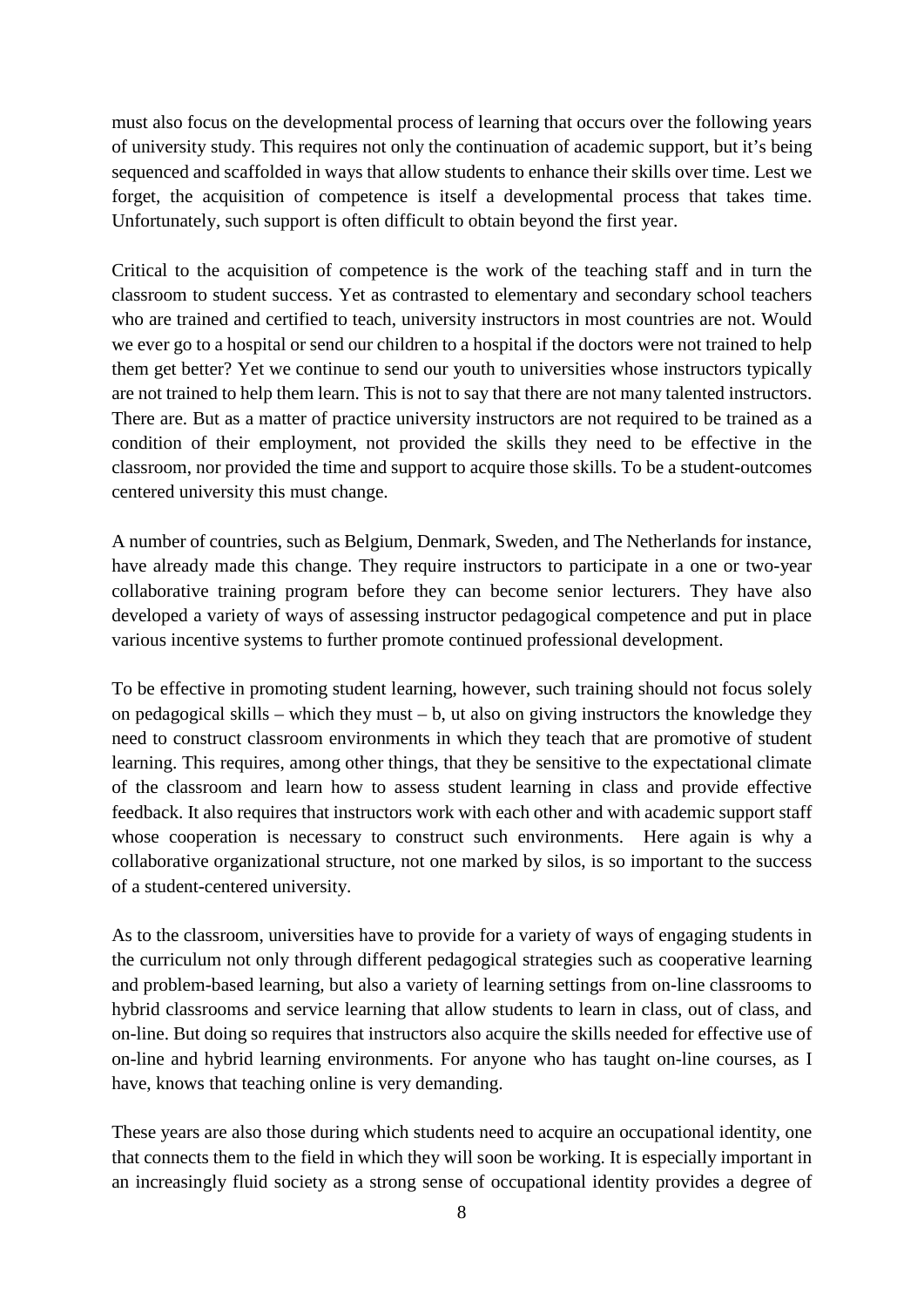must also focus on the developmental process of learning that occurs over the following years of university study. This requires not only the continuation of academic support, but it's being sequenced and scaffolded in ways that allow students to enhance their skills over time. Lest we forget, the acquisition of competence is itself a developmental process that takes time. Unfortunately, such support is often difficult to obtain beyond the first year.

Critical to the acquisition of competence is the work of the teaching staff and in turn the classroom to student success. Yet as contrasted to elementary and secondary school teachers who are trained and certified to teach, university instructors in most countries are not. Would we ever go to a hospital or send our children to a hospital if the doctors were not trained to help them get better? Yet we continue to send our youth to universities whose instructors typically are not trained to help them learn. This is not to say that there are not many talented instructors. There are. But as a matter of practice university instructors are not required to be trained as a condition of their employment, not provided the skills they need to be effective in the classroom, nor provided the time and support to acquire those skills. To be a student-outcomes centered university this must change.

A number of countries, such as Belgium, Denmark, Sweden, and The Netherlands for instance, have already made this change. They require instructors to participate in a one or two-year collaborative training program before they can become senior lecturers. They have also developed a variety of ways of assessing instructor pedagogical competence and put in place various incentive systems to further promote continued professional development.

To be effective in promoting student learning, however, such training should not focus solely on pedagogical skills – which they must – b, ut also on giving instructors the knowledge they need to construct classroom environments in which they teach that are promotive of student learning. This requires, among other things, that they be sensitive to the expectational climate of the classroom and learn how to assess student learning in class and provide effective feedback. It also requires that instructors work with each other and with academic support staff whose cooperation is necessary to construct such environments. Here again is why a collaborative organizational structure, not one marked by silos, is so important to the success of a student-centered university.

As to the classroom, universities have to provide for a variety of ways of engaging students in the curriculum not only through different pedagogical strategies such as cooperative learning and problem-based learning, but also a variety of learning settings from on-line classrooms to hybrid classrooms and service learning that allow students to learn in class, out of class, and on-line. But doing so requires that instructors also acquire the skills needed for effective use of on-line and hybrid learning environments. For anyone who has taught on-line courses, as I have, knows that teaching online is very demanding.

These years are also those during which students need to acquire an occupational identity, one that connects them to the field in which they will soon be working. It is especially important in an increasingly fluid society as a strong sense of occupational identity provides a degree of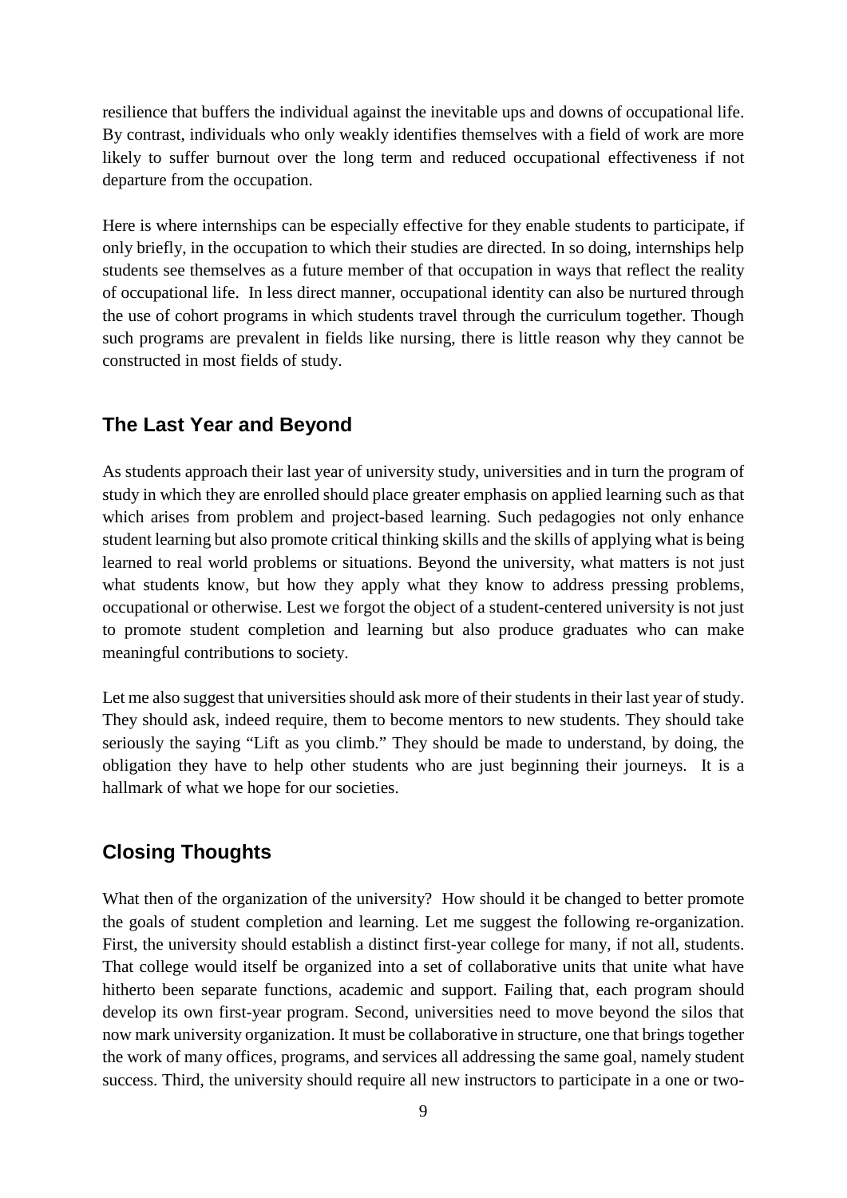resilience that buffers the individual against the inevitable ups and downs of occupational life. By contrast, individuals who only weakly identifies themselves with a field of work are more likely to suffer burnout over the long term and reduced occupational effectiveness if not departure from the occupation.

Here is where internships can be especially effective for they enable students to participate, if only briefly, in the occupation to which their studies are directed. In so doing, internships help students see themselves as a future member of that occupation in ways that reflect the reality of occupational life. In less direct manner, occupational identity can also be nurtured through the use of cohort programs in which students travel through the curriculum together. Though such programs are prevalent in fields like nursing, there is little reason why they cannot be constructed in most fields of study.

## The Last Year and Beyond

As students approach their last year of university study, universities and in turn the program of study in which they are enrolled should place greater emphasis on applied learning such as that which arises from problem and project-based learning. Such pedagogies not only enhance student learning but also promote critical thinking skills and the skills of applying what is being learned to real world problems or situations. Beyond the university, what matters is not just what students know, but how they apply what they know to address pressing problems, occupational or otherwise. Lest we forgot the object of a student-centered university is not just to promote student completion and learning but also produce graduates who can make meaningful contributions to society.

Let me also suggest that universities should ask more of their students in their last year of study. They should ask, indeed require, them to become mentors to new students. They should take seriously the saying "Lift as you climb." They should be made to understand, by doing, the obligation they have to help other students who are just beginning their journeys. It is a hallmark of what we hope for our societies.

## Closing Thoughts

What then of the organization of the university? How should it be changed to better promote the goals of student completion and learning. Let me suggest the following re-organization. First, the university should establish a distinct first-year college for many, if not all, students. That college would itself be organized into a set of collaborative units that unite what have hitherto been separate functions, academic and support. Failing that, each program should develop its own first-year program. Second, universities need to move beyond the silos that now mark university organization. It must be collaborative in structure, one that brings together the work of many offices, programs, and services all addressing the same goal, namely student success. Third, the university should require all new instructors to participate in a one or two-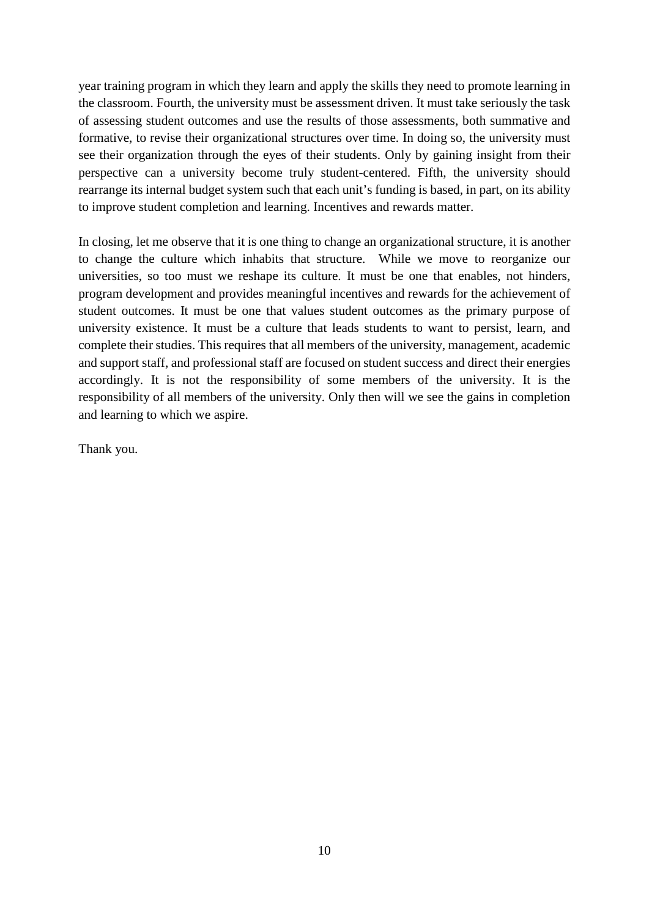year training program in which they learn and apply the skills they need to promote learning in the classroom. Fourth, the university must be assessment driven. It must take seriously the task of assessing student outcomes and use the results of those assessments, both summative and formative, to revise their organizational structures over time. In doing so, the university must see their organization through the eyes of their students. Only by gaining insight from their perspective can a university become truly student-centered. Fifth, the university should rearrange its internal budget system such that each unit's funding is based, in part, on its ability to improve student completion and learning. Incentives and rewards matter.

In closing, let me observe that it is one thing to change an organizational structure, it is another to change the culture which inhabits that structure. While we move to reorganize our universities, so too must we reshape its culture. It must be one that enables, not hinders, program development and provides meaningful incentives and rewards for the achievement of student outcomes. It must be one that values student outcomes as the primary purpose of university existence. It must be a culture that leads students to want to persist, learn, and complete their studies. This requires that all members of the university, management, academic and support staff, and professional staff are focused on student success and direct their energies accordingly. It is not the responsibility of some members of the university. It is the responsibility of all members of the university. Only then will we see the gains in completion and learning to which we aspire.

Thank you.